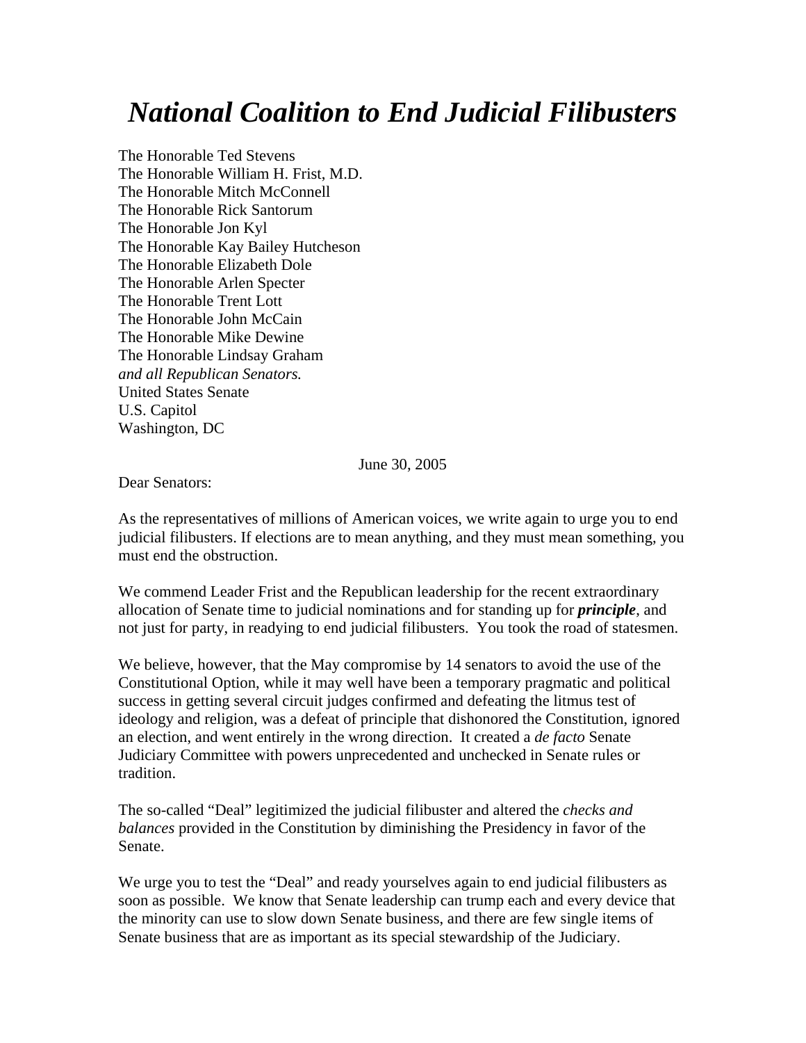# *National Coalition to End Judicial Filibusters*

The Honorable Ted Stevens
The Honorable William H. Frist, M.D.
The Honorable Mitch McConnell
The Honorable Rick Santorum
The Honorable Jon Kyl
The Honorable Kay Bailey Hutcheson
The Honorable Elizabeth Dole
The Honorable Arlen Specter
The Honorable Trent Lott
The Honorable John McCain
The Honorable Mike Dewine
The Honorable Lindsay Graham
*and all Republican Senators.*
United States Senate
U.S. Capitol
Washington, DC

June 30, 2005

Dear Senators:

As the representatives of millions of American voices, we write again to urge you to end judicial filibusters. If elections are to mean anything, and they must mean something, you must end the obstruction.

We commend Leader Frist and the Republican leadership for the recent extraordinary allocation of Senate time to judicial nominations and for standing up for ***principle***, and not just for party, in readying to end judicial filibusters. You took the road of statesmen.

We believe, however, that the May compromise by 14 senators to avoid the use of the Constitutional Option, while it may well have been a temporary pragmatic and political success in getting several circuit judges confirmed and defeating the litmus test of ideology and religion, was a defeat of principle that dishonored the Constitution, ignored an election, and went entirely in the wrong direction. It created a *de facto* Senate Judiciary Committee with powers unprecedented and unchecked in Senate rules or tradition.

The so-called "Deal" legitimized the judicial filibuster and altered the *checks and balances* provided in the Constitution by diminishing the Presidency in favor of the Senate.

We urge you to test the "Deal" and ready yourselves again to end judicial filibusters as soon as possible. We know that Senate leadership can trump each and every device that the minority can use to slow down Senate business, and there are few single items of Senate business that are as important as its special stewardship of the Judiciary.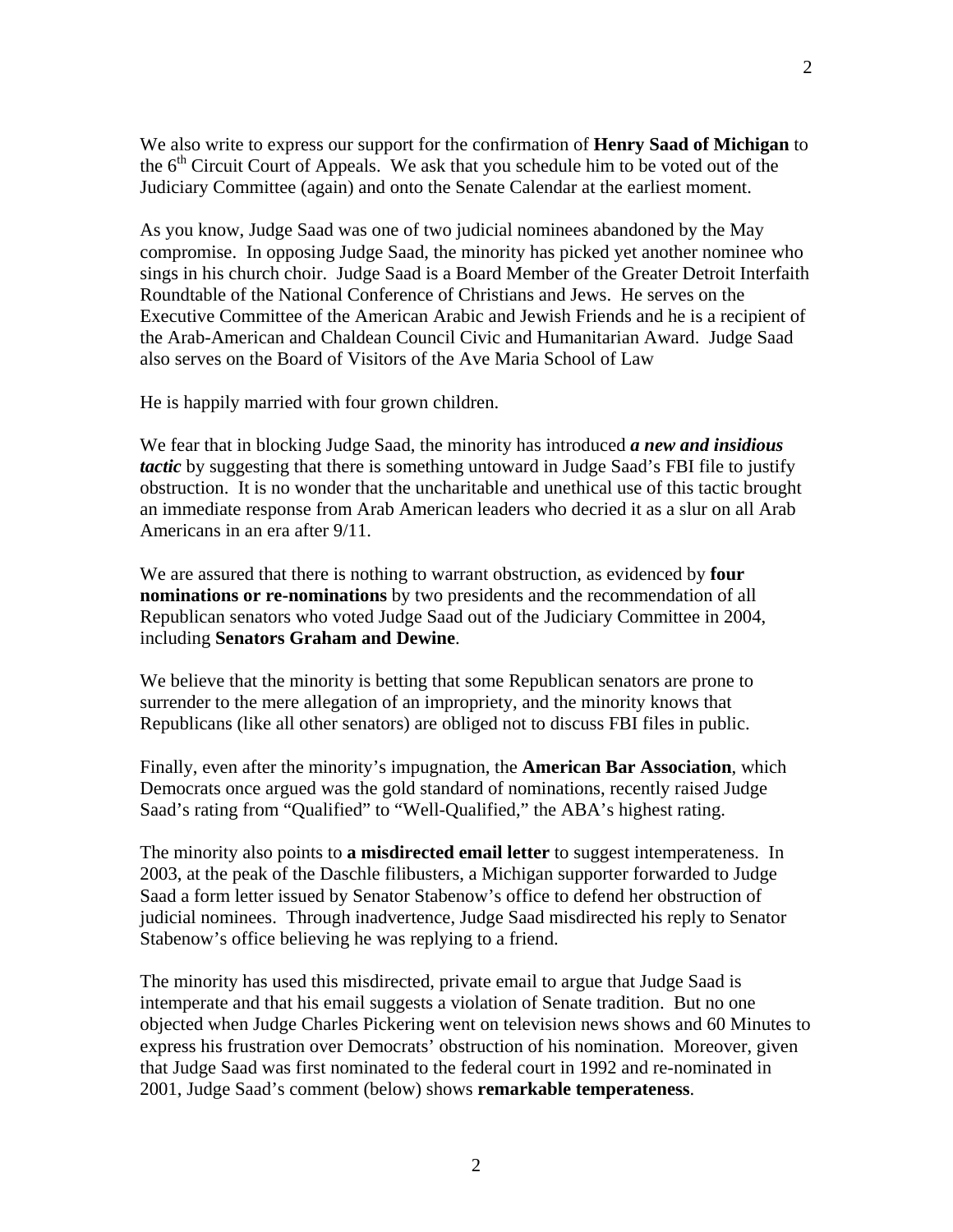We also write to express our support for the confirmation of **Henry Saad of Michigan** to the 6th Circuit Court of Appeals. We ask that you schedule him to be voted out of the Judiciary Committee (again) and onto the Senate Calendar at the earliest moment.

As you know, Judge Saad was one of two judicial nominees abandoned by the May compromise. In opposing Judge Saad, the minority has picked yet another nominee who sings in his church choir. Judge Saad is a Board Member of the Greater Detroit Interfaith Roundtable of the National Conference of Christians and Jews. He serves on the Executive Committee of the American Arabic and Jewish Friends and he is a recipient of the Arab-American and Chaldean Council Civic and Humanitarian Award. Judge Saad also serves on the Board of Visitors of the Ave Maria School of Law

He is happily married with four grown children.

We fear that in blocking Judge Saad, the minority has introduced ***a new and insidious tactic*** by suggesting that there is something untoward in Judge Saad's FBI file to justify obstruction. It is no wonder that the uncharitable and unethical use of this tactic brought an immediate response from Arab American leaders who decried it as a slur on all Arab Americans in an era after 9/11.

We are assured that there is nothing to warrant obstruction, as evidenced by **four nominations or re-nominations** by two presidents and the recommendation of all Republican senators who voted Judge Saad out of the Judiciary Committee in 2004, including **Senators Graham and Dewine**.

We believe that the minority is betting that some Republican senators are prone to surrender to the mere allegation of an impropriety, and the minority knows that Republicans (like all other senators) are obliged not to discuss FBI files in public.

Finally, even after the minority's impugnation, the **American Bar Association**, which Democrats once argued was the gold standard of nominations, recently raised Judge Saad's rating from "Qualified" to "Well-Qualified," the ABA's highest rating.

The minority also points to **a misdirected email letter** to suggest intemperateness. In 2003, at the peak of the Daschle filibusters, a Michigan supporter forwarded to Judge Saad a form letter issued by Senator Stabenow's office to defend her obstruction of judicial nominees. Through inadvertence, Judge Saad misdirected his reply to Senator Stabenow's office believing he was replying to a friend.

The minority has used this misdirected, private email to argue that Judge Saad is intemperate and that his email suggests a violation of Senate tradition. But no one objected when Judge Charles Pickering went on television news shows and 60 Minutes to express his frustration over Democrats' obstruction of his nomination. Moreover, given that Judge Saad was first nominated to the federal court in 1992 and re-nominated in 2001, Judge Saad's comment (below) shows **remarkable temperateness**.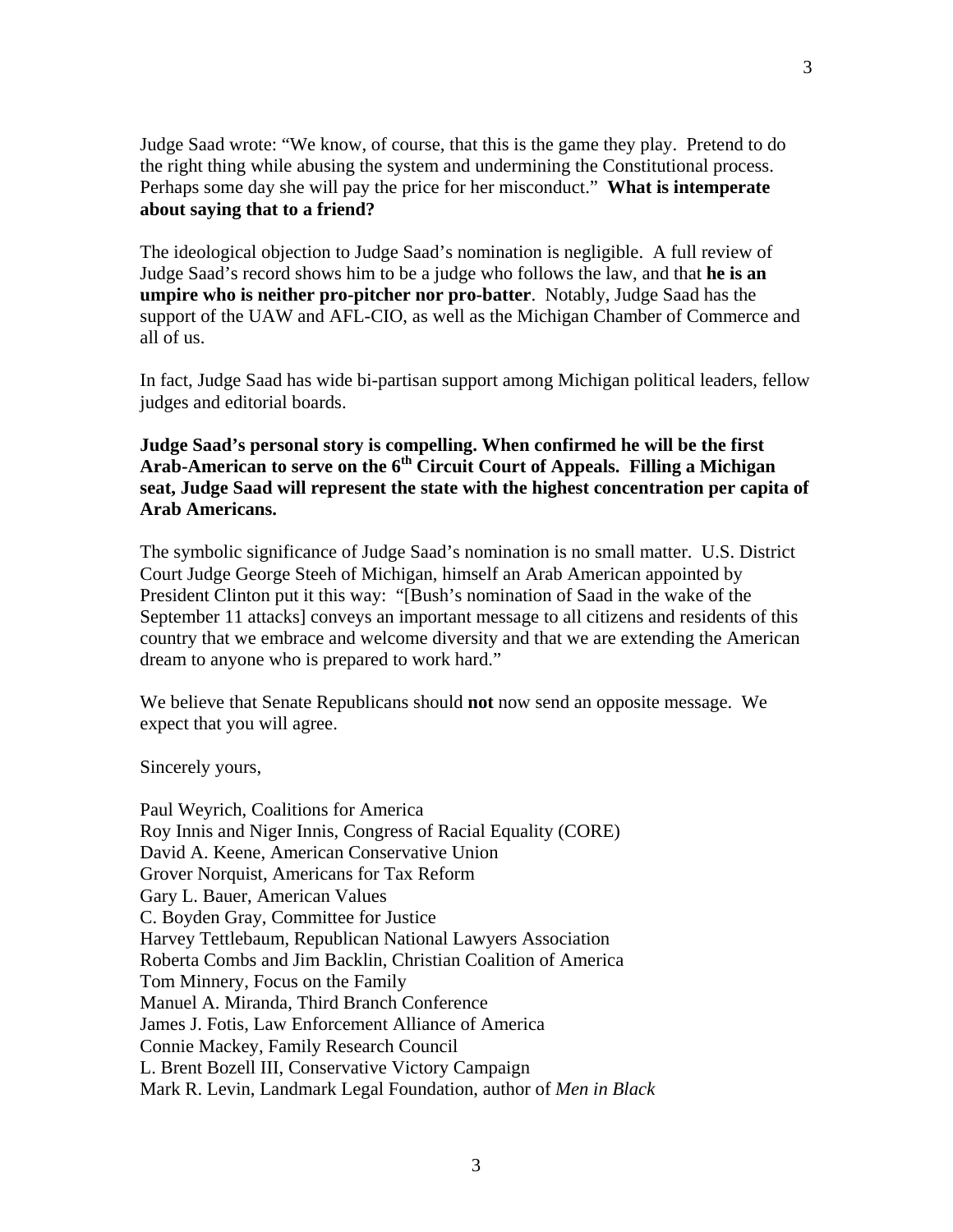Judge Saad wrote: "We know, of course, that this is the game they play. Pretend to do the right thing while abusing the system and undermining the Constitutional process. Perhaps some day she will pay the price for her misconduct." **What is intemperate about saying that to a friend?**

The ideological objection to Judge Saad's nomination is negligible. A full review of Judge Saad's record shows him to be a judge who follows the law, and that **he is an umpire who is neither pro-pitcher nor pro-batter**. Notably, Judge Saad has the support of the UAW and AFL-CIO, as well as the Michigan Chamber of Commerce and all of us.

In fact, Judge Saad has wide bi-partisan support among Michigan political leaders, fellow judges and editorial boards.

**Judge Saad's personal story is compelling. When confirmed he will be the first Arab-American to serve on the 6th Circuit Court of Appeals. Filling a Michigan seat, Judge Saad will represent the state with the highest concentration per capita of Arab Americans.**

The symbolic significance of Judge Saad's nomination is no small matter. U.S. District Court Judge George Steeh of Michigan, himself an Arab American appointed by President Clinton put it this way: "[Bush's nomination of Saad in the wake of the September 11 attacks] conveys an important message to all citizens and residents of this country that we embrace and welcome diversity and that we are extending the American dream to anyone who is prepared to work hard."

We believe that Senate Republicans should **not** now send an opposite message. We expect that you will agree.

Sincerely yours,

Paul Weyrich, Coalitions for America
Roy Innis and Niger Innis, Congress of Racial Equality (CORE)
David A. Keene, American Conservative Union
Grover Norquist, Americans for Tax Reform
Gary L. Bauer, American Values
C. Boyden Gray, Committee for Justice
Harvey Tettlebaum, Republican National Lawyers Association
Roberta Combs and Jim Backlin, Christian Coalition of America
Tom Minnery, Focus on the Family
Manuel A. Miranda, Third Branch Conference
James J. Fotis, Law Enforcement Alliance of America
Connie Mackey, Family Research Council
L. Brent Bozell III, Conservative Victory Campaign
Mark R. Levin, Landmark Legal Foundation, author of *Men in Black*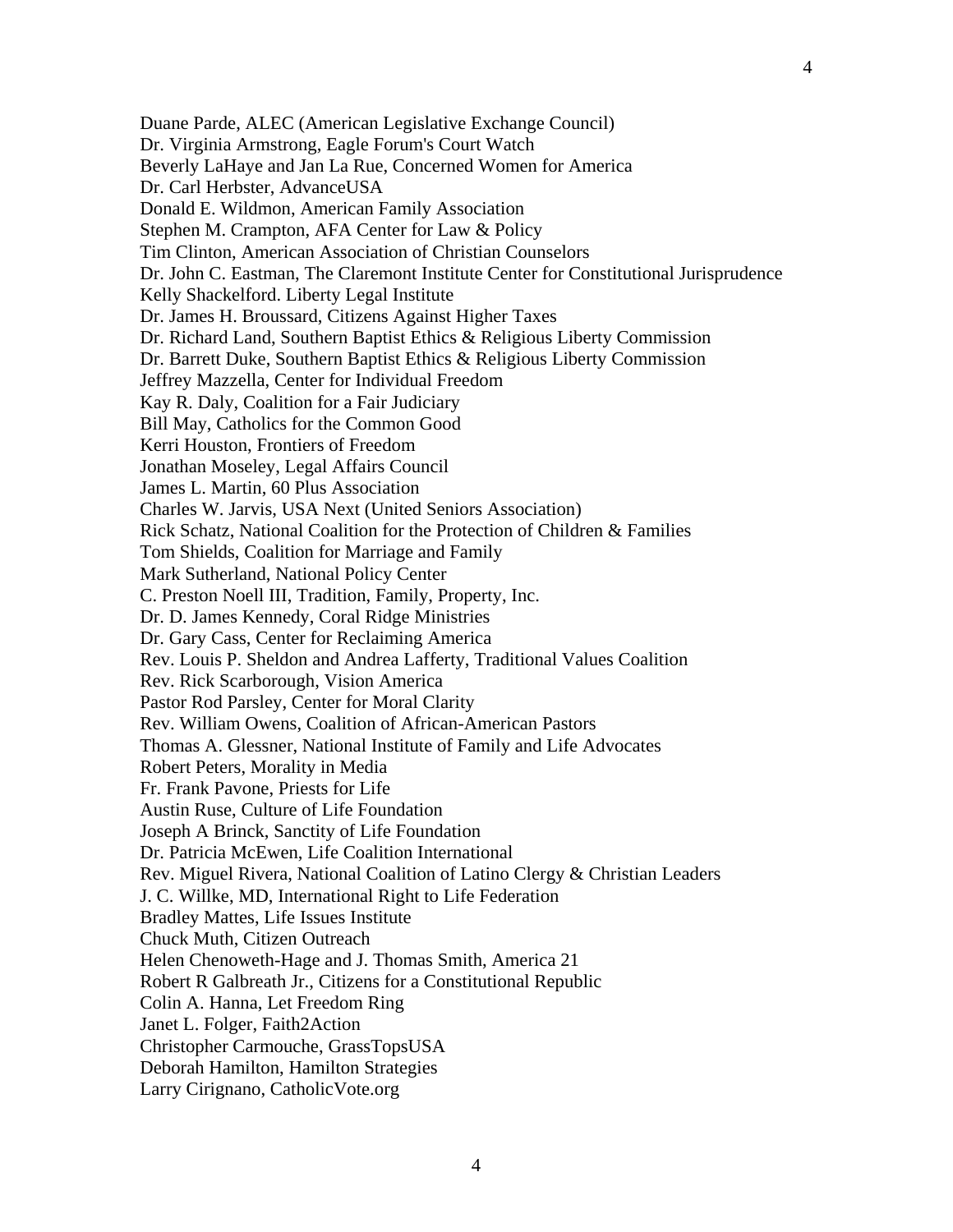Duane Parde, ALEC (American Legislative Exchange Council)
Dr. Virginia Armstrong, Eagle Forum's Court Watch
Beverly LaHaye and Jan La Rue, Concerned Women for America
Dr. Carl Herbster, AdvanceUSA
Donald E. Wildmon, American Family Association
Stephen M. Crampton, AFA Center for Law & Policy
Tim Clinton, American Association of Christian Counselors
Dr. John C. Eastman, The Claremont Institute Center for Constitutional Jurisprudence
Kelly Shackelford. Liberty Legal Institute
Dr. James H. Broussard, Citizens Against Higher Taxes
Dr. Richard Land, Southern Baptist Ethics & Religious Liberty Commission
Dr. Barrett Duke, Southern Baptist Ethics & Religious Liberty Commission
Jeffrey Mazzella, Center for Individual Freedom
Kay R. Daly, Coalition for a Fair Judiciary
Bill May, Catholics for the Common Good
Kerri Houston, Frontiers of Freedom
Jonathan Moseley, Legal Affairs Council
James L. Martin, 60 Plus Association
Charles W. Jarvis, USA Next (United Seniors Association)
Rick Schatz, National Coalition for the Protection of Children & Families
Tom Shields, Coalition for Marriage and Family
Mark Sutherland, National Policy Center
C. Preston Noell III, Tradition, Family, Property, Inc.
Dr. D. James Kennedy, Coral Ridge Ministries
Dr. Gary Cass, Center for Reclaiming America
Rev. Louis P. Sheldon and Andrea Lafferty, Traditional Values Coalition
Rev. Rick Scarborough, Vision America
Pastor Rod Parsley, Center for Moral Clarity
Rev. William Owens, Coalition of African-American Pastors
Thomas A. Glessner, National Institute of Family and Life Advocates
Robert Peters, Morality in Media
Fr. Frank Pavone, Priests for Life
Austin Ruse, Culture of Life Foundation
Joseph A Brinck, Sanctity of Life Foundation
Dr. Patricia McEwen, Life Coalition International
Rev. Miguel Rivera, National Coalition of Latino Clergy & Christian Leaders
J. C. Willke, MD, International Right to Life Federation
Bradley Mattes, Life Issues Institute
Chuck Muth, Citizen Outreach
Helen Chenoweth-Hage and J. Thomas Smith, America 21
Robert R Galbreath Jr., Citizens for a Constitutional Republic
Colin A. Hanna, Let Freedom Ring
Janet L. Folger, Faith2Action
Christopher Carmouche, GrassTopsUSA
Deborah Hamilton, Hamilton Strategies
Larry Cirignano, CatholicVote.org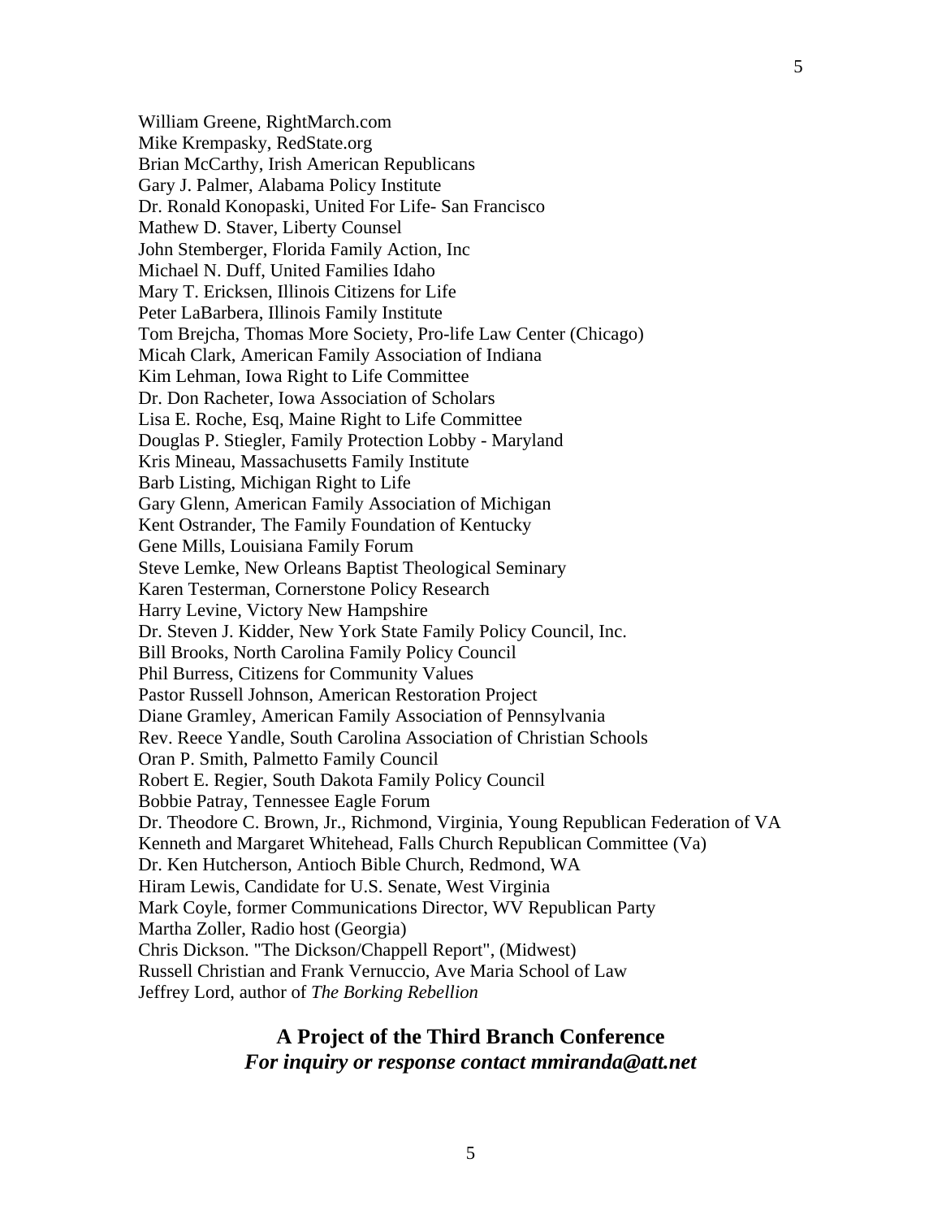William Greene, RightMarch.com
Mike Krempasky, RedState.org
Brian McCarthy, Irish American Republicans
Gary J. Palmer, Alabama Policy Institute
Dr. Ronald Konopaski, United For Life- San Francisco
Mathew D. Staver, Liberty Counsel
John Stemberger, Florida Family Action, Inc
Michael N. Duff, United Families Idaho
Mary T. Ericksen, Illinois Citizens for Life
Peter LaBarbera, Illinois Family Institute
Tom Brejcha, Thomas More Society, Pro-life Law Center (Chicago)
Micah Clark, American Family Association of Indiana
Kim Lehman, Iowa Right to Life Committee
Dr. Don Racheter, Iowa Association of Scholars
Lisa E. Roche, Esq, Maine Right to Life Committee
Douglas P. Stiegler, Family Protection Lobby - Maryland
Kris Mineau, Massachusetts Family Institute
Barb Listing, Michigan Right to Life
Gary Glenn, American Family Association of Michigan
Kent Ostrander, The Family Foundation of Kentucky
Gene Mills, Louisiana Family Forum
Steve Lemke, New Orleans Baptist Theological Seminary
Karen Testerman, Cornerstone Policy Research
Harry Levine, Victory New Hampshire
Dr. Steven J. Kidder, New York State Family Policy Council, Inc.
Bill Brooks, North Carolina Family Policy Council
Phil Burress, Citizens for Community Values
Pastor Russell Johnson, American Restoration Project
Diane Gramley, American Family Association of Pennsylvania
Rev. Reece Yandle, South Carolina Association of Christian Schools
Oran P. Smith, Palmetto Family Council
Robert E. Regier, South Dakota Family Policy Council
Bobbie Patray, Tennessee Eagle Forum
Dr. Theodore C. Brown, Jr., Richmond, Virginia, Young Republican Federation of VA
Kenneth and Margaret Whitehead, Falls Church Republican Committee (Va)
Dr. Ken Hutcherson, Antioch Bible Church, Redmond, WA
Hiram Lewis, Candidate for U.S. Senate, West Virginia
Mark Coyle, former Communications Director, WV Republican Party
Martha Zoller, Radio host (Georgia)
Chris Dickson. "The Dickson/Chappell Report", (Midwest)
Russell Christian and Frank Vernuccio, Ave Maria School of Law
Jeffrey Lord, author of *The Borking Rebellion*

**A Project of the Third Branch Conference**
***For inquiry or response contact mmiranda@att.net***